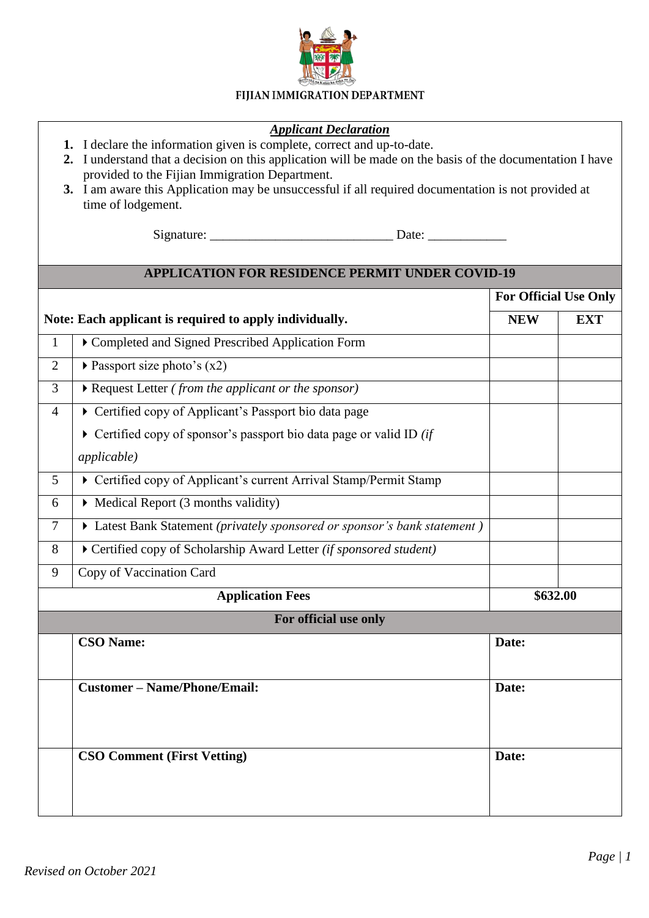**FIJIAN IMMIGRATION DEPARTMENT**

***Applicant Declaration***

1. I declare the information given is complete, correct and up-to-date.
2. I understand that a decision on this application will be made on the basis of the documentation I have provided to the Fijian Immigration Department.
3. I am aware this Application may be unsuccessful if all required documentation is not provided at time of lodgement.

Signature: ____________________________ Date: ____________

## APPLICATION FOR RESIDENCE PERMIT UNDER COVID-19

| | | For Official Use Only | |
|---|---|---|---|
| **Note: Each applicant is required to apply individually.** | | **NEW** | **EXT** |
| 1 | ▸ Completed and Signed Prescribed Application Form | | |
| 2 | ▸ Passport size photo's (x2) | | |
| 3 | ▸ Request Letter *( from the applicant or the sponsor)* | | |
| 4 | ▸ Certified copy of Applicant's Passport bio data page<br>▸ Certified copy of sponsor's passport bio data page or valid ID *(if applicable)* | | |
| 5 | ▸ Certified copy of Applicant's current Arrival Stamp/Permit Stamp | | |
| 6 | ▸ Medical Report (3 months validity) | | |
| 7 | ▸ Latest Bank Statement *(privately sponsored or sponsor's bank statement )* | | |
| 8 | ▸ Certified copy of Scholarship Award Letter *(if sponsored student)* | | |
| 9 | Copy of Vaccination Card | | |
| **Application Fees** | | **$632.00** | |

| For official use only | | |
|---|---|---|
| | **CSO Name:** | **Date:** |
| | **Customer – Name/Phone/Email:** | **Date:** |
| | **CSO Comment (First Vetting)** | **Date:** |

*Revised on October 2021*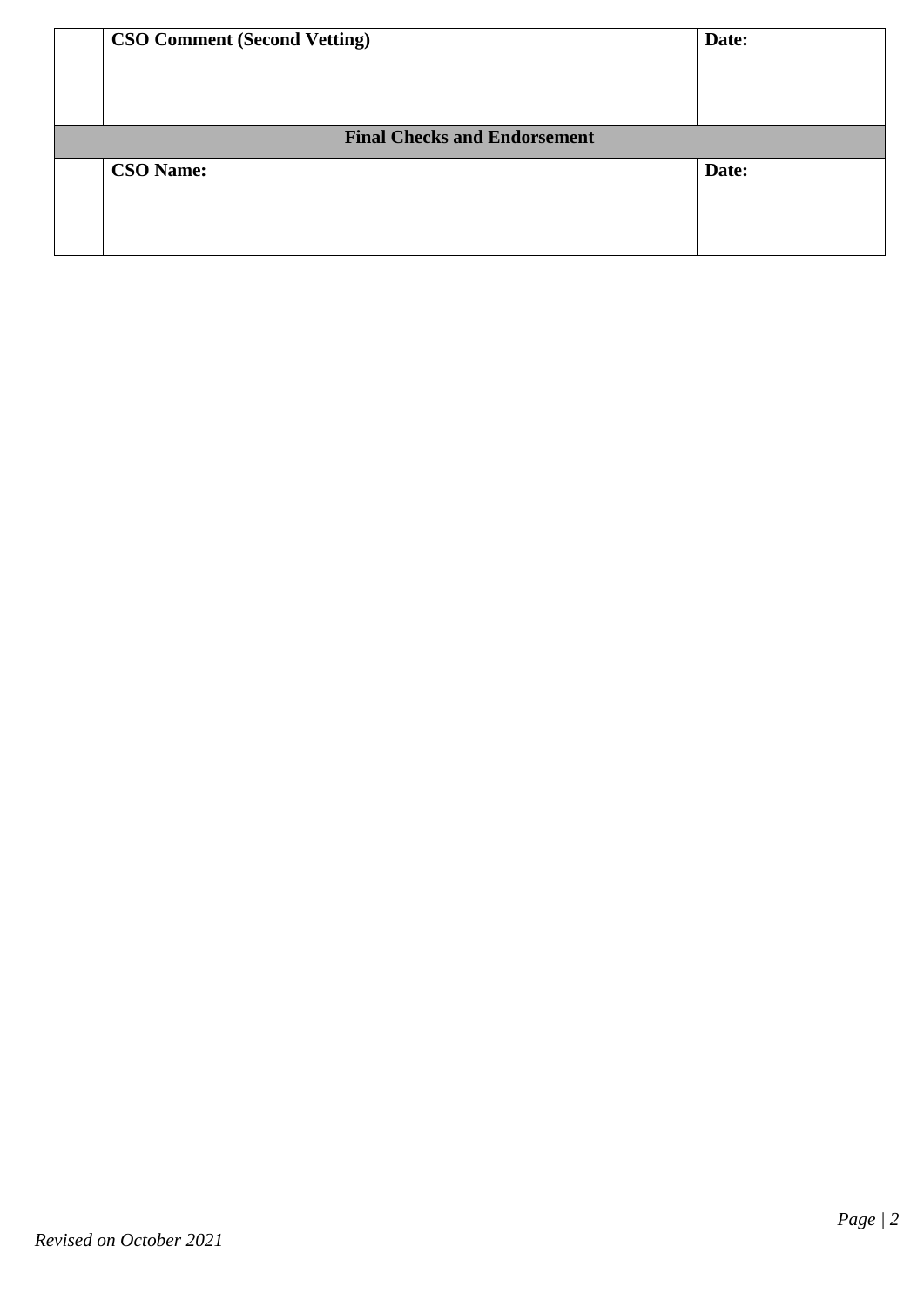| | | |
|---|---|---|
| | **CSO Comment (Second Vetting)** | **Date:** |
| **Final Checks and Endorsement** | | |
| | **CSO Name:** | **Date:** |

*Revised on October 2021*